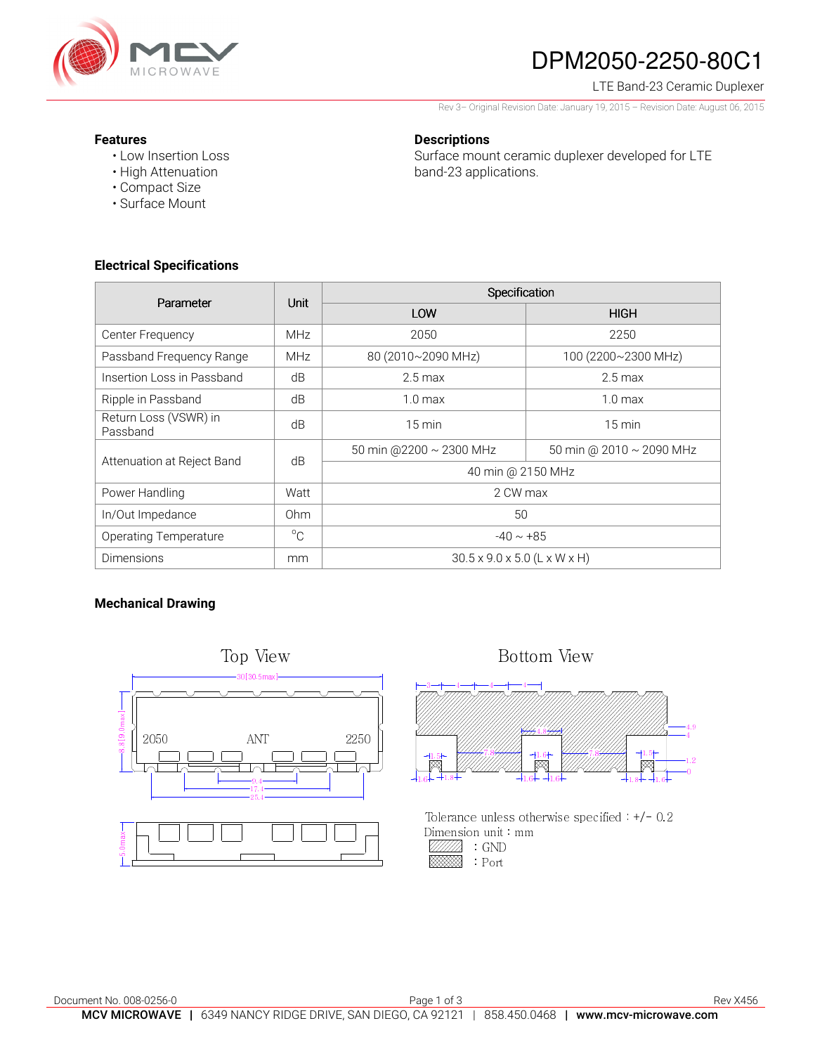# DPM2050-2250-80C1

LTE Band-23 Ceramic Duplexer

Rev 3– Original Revision Date: January 19, 2015 – Revision Date: August 06, 2015

### Features

- Low Insertion Loss
- High Attenuation
- Compact Size
- Surface Mount

### Descriptions

Surface mount ceramic duplexer developed for LTE band-23 applications.

### Electrical Specifications

| Parameter | Unit | Specification | |
|---|---|---|---|
| | | LOW | HIGH |
| Center Frequency | MHz | 2050 | 2250 |
| Passband Frequency Range | MHz | 80 (2010~2090 MHz) | 100 (2200~2300 MHz) |
| Insertion Loss in Passband | dB | 2.5 max | 2.5 max |
| Ripple in Passband | dB | 1.0 max | 1.0 max |
| Return Loss (VSWR) in Passband | dB | 15 min | 15 min |
| Attenuation at Reject Band | dB | 50 min @2200 ~ 2300 MHz | 50 min @ 2010 ~ 2090 MHz |
| | | 40 min @ 2150 MHz | |
| Power Handling | Watt | 2 CW max | |
| In/Out Impedance | Ohm | 50 | |
| Operating Temperature | °C | -40 ~ +85 | |
| Dimensions | mm | 30.5 x 9.0 x 5.0 (L x W x H) | |

### Mechanical Drawing

Top View

Bottom View

Tolerance unless specified : +/- 0.2
Dimension unit : mm
: GND
: Port

Document No. 008-0256-0

Rev X456

**MCV MICROWAVE** | 6349 NANCY RIDGE DRIVE, SAN DIEGO, CA 92121 | 858.450.0468 | **www.mcv-microwave.com**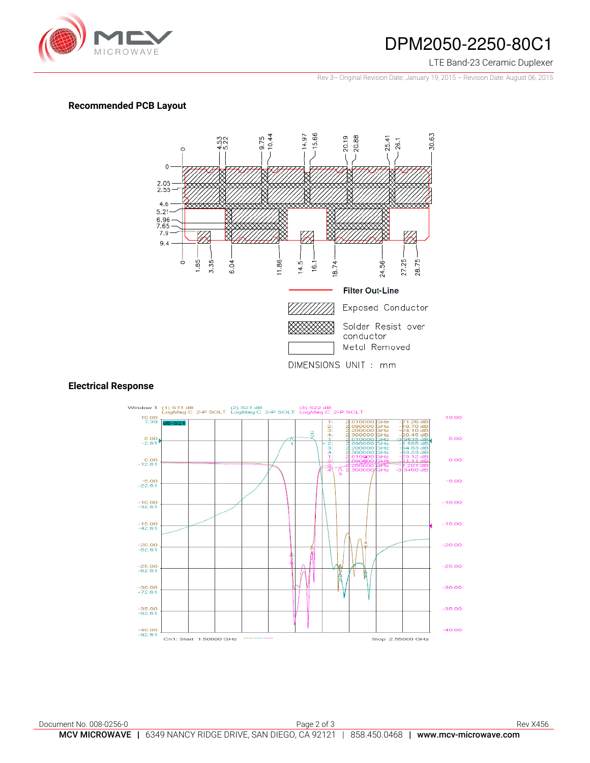## Recommended PCB Layout

Filter Out-Line

Exposed Conductor

Solder Resist over conductor

Metal Removed

DIMENSIONS UNIT : mm

## Electrical Response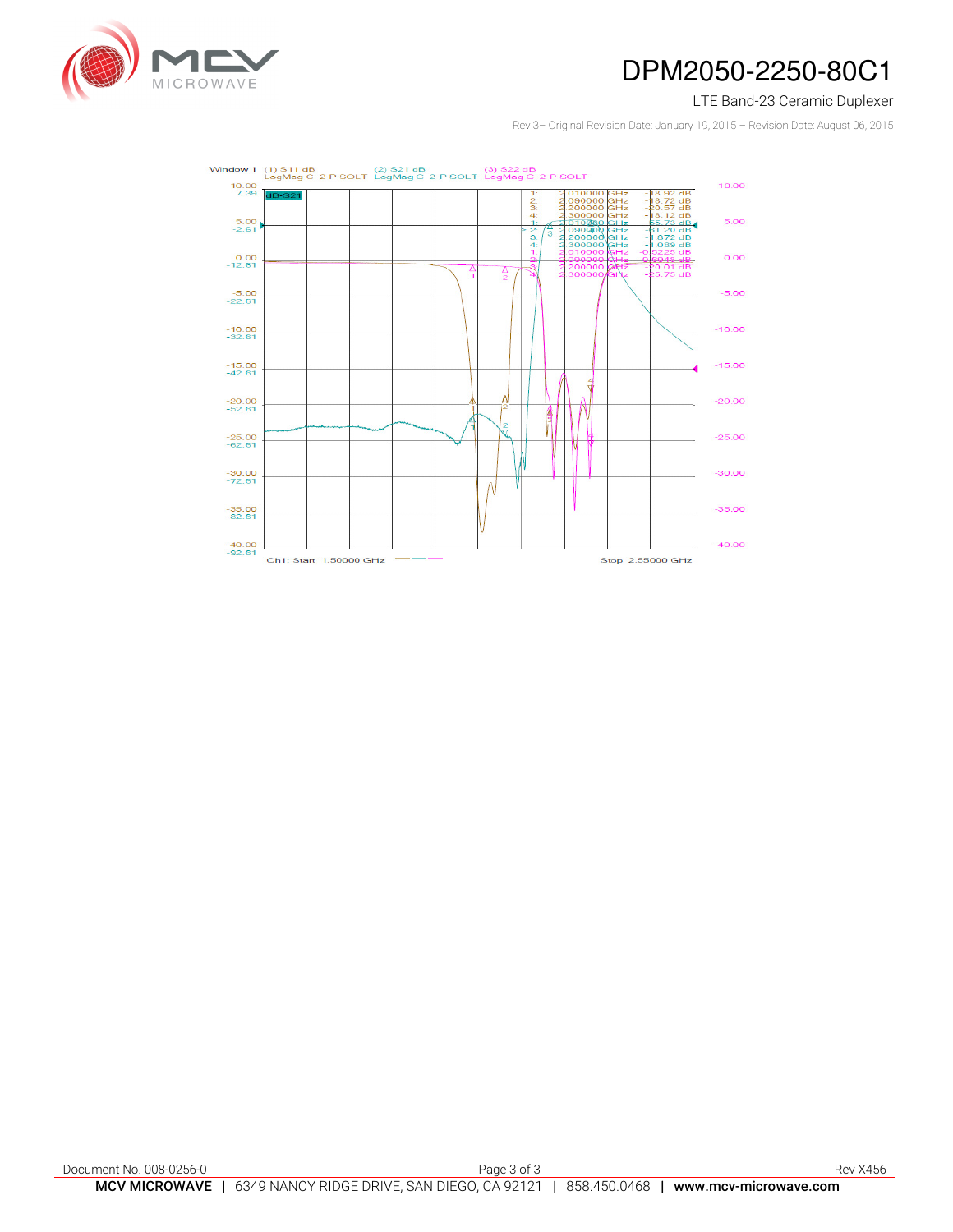# DPM2050-2250-80C1

LTE Band-23 Ceramic Duplexer

Rev 3– Original Revision Date: January 19, 2015 – Revision Date: August 06, 2015

Window 1 (1) S11 dB LogMag C 2-P SOLT (2) S21 dB LogMag C 2-P SOLT (3) S22 dB LogMag C 2-P SOLT

dB-S21

10.00
7.39
5.00
-2.61
0.00
-12.61
-5.00
-22.61
-10.00
-32.61
-15.00
-42.61
-20.00
-52.61
-25.00
-62.61
-30.00
-72.61
-35.00
-82.61
-40.00
-82.61

10.00
5.00
0.00
-5.00
-10.00
-15.00
-20.00
-25.00
-30.00
-35.00
-40.00

1: 2.010000 GHz -18.92 dB
2: 2.090000 GHz -18.72 dB
3: 2.200000 GHz -20.57 dB
4: 2.300000 GHz -18.12 dB
1: 2.010000 GHz -55.73 dB
2: 2.090000 GHz -61.20 dB
3: 2.200000 GHz -1.872 dB
4: 2.300000 GHz -1.089 dB
1: 2.010000 GHz -0.8228 dB
2: 2.090000 GHz -0.6948 dB
3: 2.200000 GHz -20.01 dB
4: 2.300000 GHz -25.75 dB

Ch1: Start 1.50000 GHz Stop 2.55000 GHz

Document No. 008-0256-0

Rev X456

**MCV MICROWAVE** | 6349 NANCY RIDGE DRIVE, SAN DIEGO, CA 92121 | 858.450.0468 | **www.mcv-microwave.com**